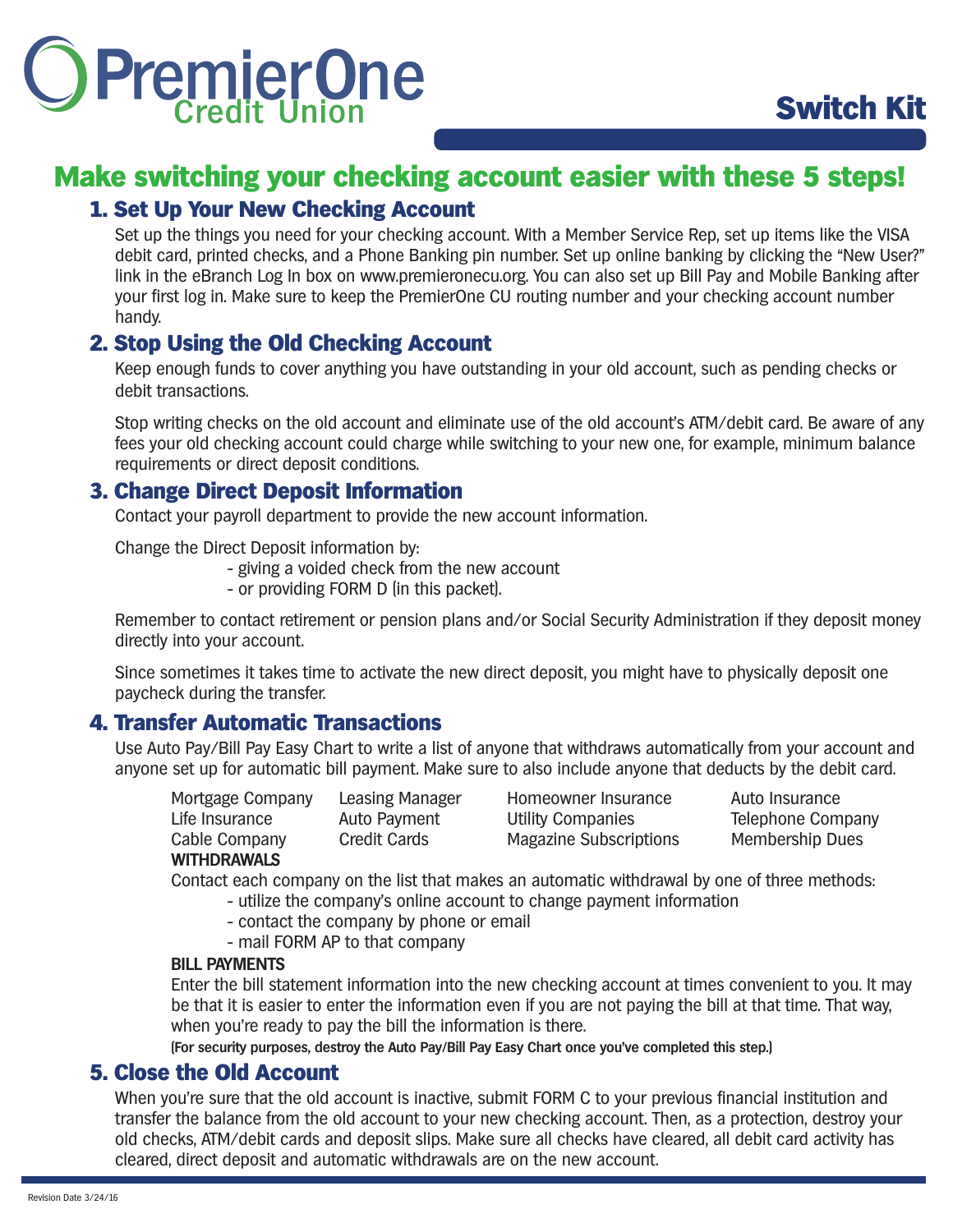# PremierOne Credit Union

# Switch Kit

## Make switching your checking account easier with these 5 steps!

### 1. Set Up Your New Checking Account

Set up the things you need for your checking account. With a Member Service Rep, set up items like the VISA debit card, printed checks, and a Phone Banking pin number. Set up online banking by clicking the "New User?" link in the eBranch Log In box on www.premieronecu.org. You can also set up Bill Pay and Mobile Banking after your first log in. Make sure to keep the PremierOne CU routing number and your checking account number handy.

### 2. Stop Using the Old Checking Account

Keep enough funds to cover anything you have outstanding in your old account, such as pending checks or debit transactions.

Stop writing checks on the old account and eliminate use of the old account's ATM/debit card. Be aware of any fees your old checking account could charge while switching to your new one, for example, minimum balance requirements or direct deposit conditions.

### 3. Change Direct Deposit Information

Contact your payroll department to provide the new account information.

Change the Direct Deposit information by:

- giving a voided check from the new account
- or providing FORM D (in this packet).

Remember to contact retirement or pension plans and/or Social Security Administration if they deposit money directly into your account.

Since sometimes it takes time to activate the new direct deposit, you might have to physically deposit one paycheck during the transfer.

### 4. Transfer Automatic Transactions

Use Auto Pay/Bill Pay Easy Chart to write a list of anyone that withdraws automatically from your account and anyone set up for automatic bill payment. Make sure to also include anyone that deducts by the debit card.

| | | | |
|---|---|---|---|
| Mortgage Company | Leasing Manager | Homeowner Insurance | Auto Insurance |
| Life Insurance | Auto Payment | Utility Companies | Telephone Company |
| Cable Company | Credit Cards | Magazine Subscriptions | Membership Dues |

**WITHDRAWALS**

Contact each company on the list that makes an automatic withdrawal by one of three methods:

- utilize the company's online account to change payment information
- contact the company by phone or email
- mail FORM AP to that company

**BILL PAYMENTS**

Enter the bill statement information into the new checking account at times convenient to you. It may be that it is easier to enter the information even if you are not paying the bill at that time. That way, when you're ready to pay the bill the information is there.

**(For security purposes, destroy the Auto Pay/Bill Pay Easy Chart once you've completed this step.)**

### 5. Close the Old Account

When you're sure that the old account is inactive, submit FORM C to your previous financial institution and transfer the balance from the old account to your new checking account. Then, as a protection, destroy your old checks, ATM/debit cards and deposit slips. Make sure all checks have cleared, all debit card activity has cleared, direct deposit and automatic withdrawals are on the new account.

Revision Date 3/24/16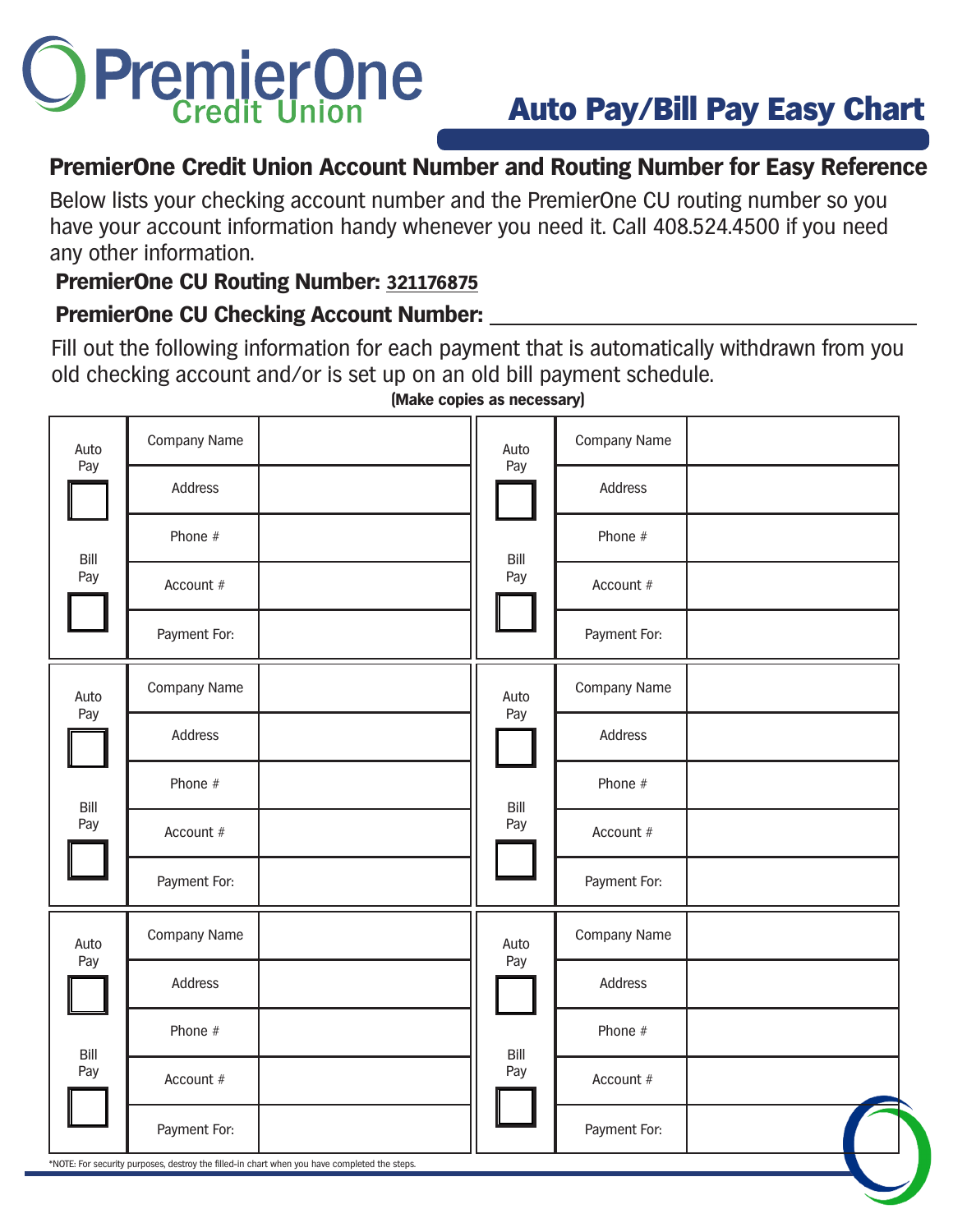# PremierOne Credit Union

## Auto Pay/Bill Pay Easy Chart

### PremierOne Credit Union Account Number and Routing Number for Easy Reference

Below lists your checking account number and the PremierOne CU routing number so you have your account information handy whenever you need it. Call 408.524.4500 if you need any other information.

**PremierOne CU Routing Number:** **321176875**

**PremierOne CU Checking Account Number:** ______________________________

Fill out the following information for each payment that is automatically withdrawn from you old checking account and/or is set up on an old bill payment schedule.

**(Make copies as necessary)**

| Auto Pay ☐ / Bill Pay ☐ | | | Auto Pay ☐ / Bill Pay ☐ | | |
|---|---|---|---|---|---|
| | Company Name | | | Company Name | |
| | Address | | | Address | |
| | Phone # | | | Phone # | |
| | Account # | | | Account # | |
| | Payment For: | | | Payment For: | |

| Auto Pay ☐ / Bill Pay ☐ | | | Auto Pay ☐ / Bill Pay ☐ | | |
|---|---|---|---|---|---|
| | Company Name | | | Company Name | |
| | Address | | | Address | |
| | Phone # | | | Phone # | |
| | Account # | | | Account # | |
| | Payment For: | | | Payment For: | |

| Auto Pay ☐ / Bill Pay ☐ | | | Auto Pay ☐ / Bill Pay ☐ | | |
|---|---|---|---|---|---|
| | Company Name | | | Company Name | |
| | Address | | | Address | |
| | Phone # | | | Phone # | |
| | Account # | | | Account # | |
| | Payment For: | | | Payment For: | |

*NOTE: For security purposes, destroy the filled-in chart when you have completed the steps.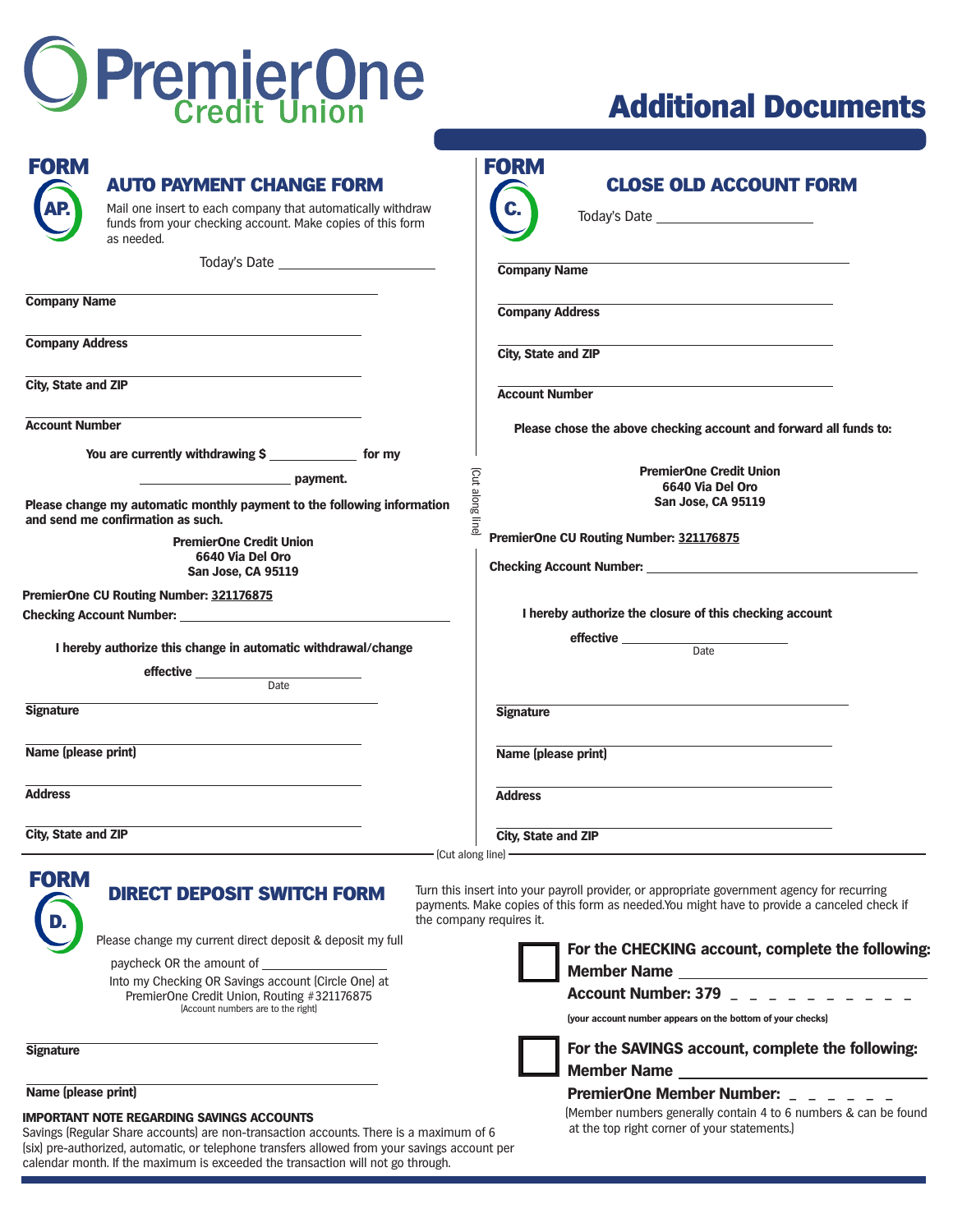# PremierOne Credit Union

# Additional Documents

## FORM AP.

### AUTO PAYMENT CHANGE FORM

Mail one insert to each company that automatically withdraw funds from your checking account. Make copies of this form as needed.

Today's Date ____________________

**Company Name** ____________________

**Company Address** ____________________

**City, State and ZIP** ____________________

**Account Number** ____________________

**You are currently withdrawing $ ____________ for my ____________________ payment.**

**Please change my automatic monthly payment to the following information and send me confirmation as such.**

**PremierOne Credit Union**
**6640 Via Del Oro**
**San Jose, CA 95119**

**PremierOne CU Routing Number: 321176875**

**Checking Account Number:** ____________________

**I hereby authorize this change in automatic withdrawal/change**

**effective** ____________________
Date

**Signature** ____________________

**Name (please print)** ____________________

**Address** ____________________

**City, State and ZIP** ____________________

(Cut along line)

## FORM C.

### CLOSE OLD ACCOUNT FORM

Today's Date ____________________

**Company Name** ____________________

**Company Address** ____________________

**City, State and ZIP** ____________________

**Account Number** ____________________

**Please chose the above checking account and forward all funds to:**

**PremierOne Credit Union**
**6640 Via Del Oro**
**San Jose, CA 95119**

**PremierOne CU Routing Number: 321176875**

**Checking Account Number:** ____________________

**I hereby authorize the closure of this checking account**

**effective** ____________________
Date

**Signature** ____________________

**Name (please print)** ____________________

**Address** ____________________

**City, State and ZIP** ____________________

(Cut along line)

## FORM D.

### DIRECT DEPOSIT SWITCH FORM

Turn this insert into your payroll provider, or appropriate government agency for recurring payments. Make copies of this form as needed.You might have to provide a canceled check if the company requires it.

Please change my current direct deposit & deposit my full paycheck OR the amount of ____________________

Into my Checking OR Savings account (Circle One) at PremierOne Credit Union, Routing #321176875
(Account numbers are to the right)

**Signature** ____________________

**Name (please print)** ____________________

☐ **For the CHECKING account, complete the following:**
**Member Name** ____________________
**Account Number: 379 _ _ _ _ _ _ _ _ _ _**
**(your account number appears on the bottom of your checks)**

☐ **For the SAVINGS account, complete the following:**
**Member Name** ____________________
**PremierOne Member Number: _ _ _ _ _ _**
(Member numbers generally contain 4 to 6 numbers & can be found at the top right corner of your statements.)

**IMPORTANT NOTE REGARDING SAVINGS ACCOUNTS**

Savings (Regular Share accounts) are non-transaction accounts. There is a maximum of 6 (six) pre-authorized, automatic, or telephone transfers allowed from your savings account per calendar month. If the maximum is exceeded the transaction will not go through.